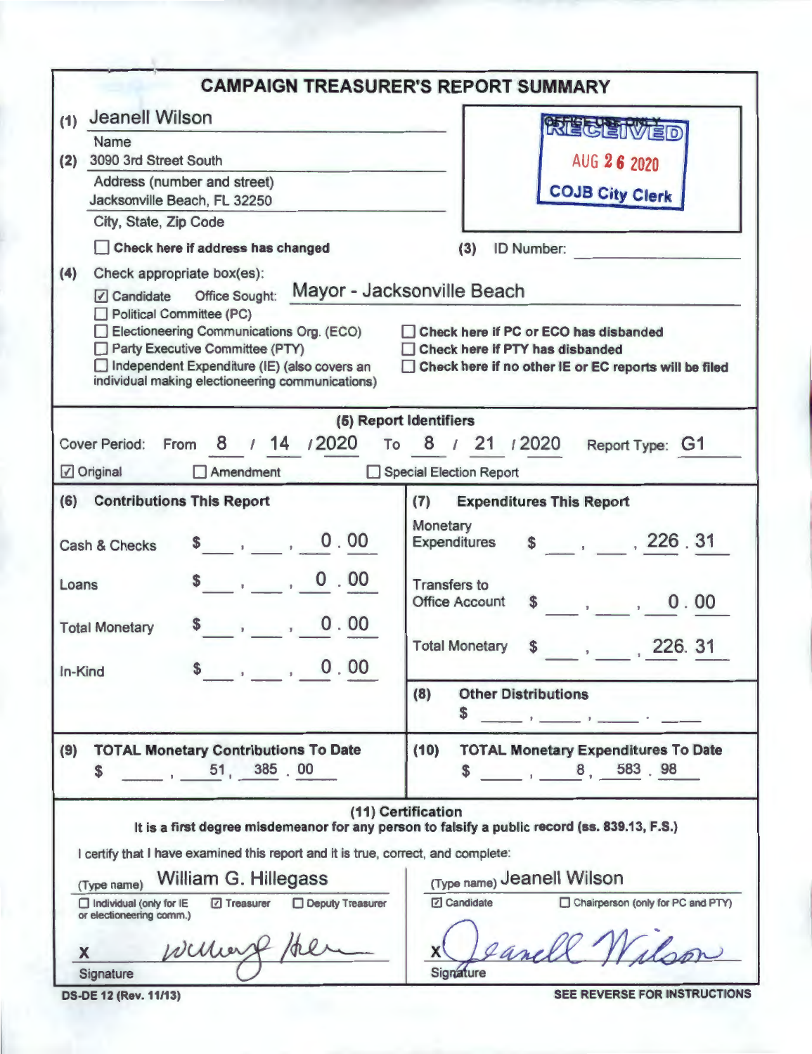# CAMPAIGN TREASURER'S REPORT SUMMARY

(1) Jeanell Wilson
Name

(2) 3090 3rd Street South
Address (number and street)

Jacksonville Beach, FL 32250
City, State, Zip Code

☐ Check here if address has changed

OFFICE USE ONLY
RECEIVED
AUG 26 2020
COJB City Clerk

(3) ID Number:

(4) Check appropriate box(es):

☑ Candidate Office Sought: Mayor - Jacksonville Beach
☐ Political Committee (PC)
☐ Electioneering Communications Org. (ECO)
☐ Party Executive Committee (PTY)
☐ Independent Expenditure (IE) (also covers an individual making electioneering communications)

☐ Check here if PC or ECO has disbanded
☐ Check here if PTY has disbanded
☐ Check here if no other IE or EC reports will be filed

## (5) Report Identifiers

Cover Period: From 8 / 14 / 2020 To 8 / 21 / 2020 Report Type: G1

☑ Original ☐ Amendment ☐ Special Election Report

| (6) Contributions This Report | | (7) Expenditures This Report | |
|---|---|---|---|
| Cash & Checks | $ 0.00 | Monetary Expenditures | $ 226.31 |
| Loans | $ 0.00 | Transfers to Office Account | $ 0.00 |
| Total Monetary | $ 0.00 | Total Monetary | $ 226.31 |
| In-Kind | $ 0.00 | | |
| | | (8) Other Distributions | $ |

| (9) TOTAL Monetary Contributions To Date | (10) TOTAL Monetary Expenditures To Date |
|---|---|
| $ 51,385.00 | $ 8,583.98 |

## (11) Certification

**It is a first degree misdemeanor for any person to falsify a public record (ss. 839.13, F.S.)**

I certify that I have examined this report and it is true, correct, and complete:

(Type name) William G. Hillegass
☐ Individual (only for IE or electioneering comm.) ☑ Treasurer ☐ Deputy Treasurer
X *William G. Hillegass*
Signature

(Type name) Jeanell Wilson
☑ Candidate ☐ Chairperson (only for PC and PTY)
X *Jeanell Wilson*
Signature

DS-DE 12 (Rev. 11/13)

SEE REVERSE FOR INSTRUCTIONS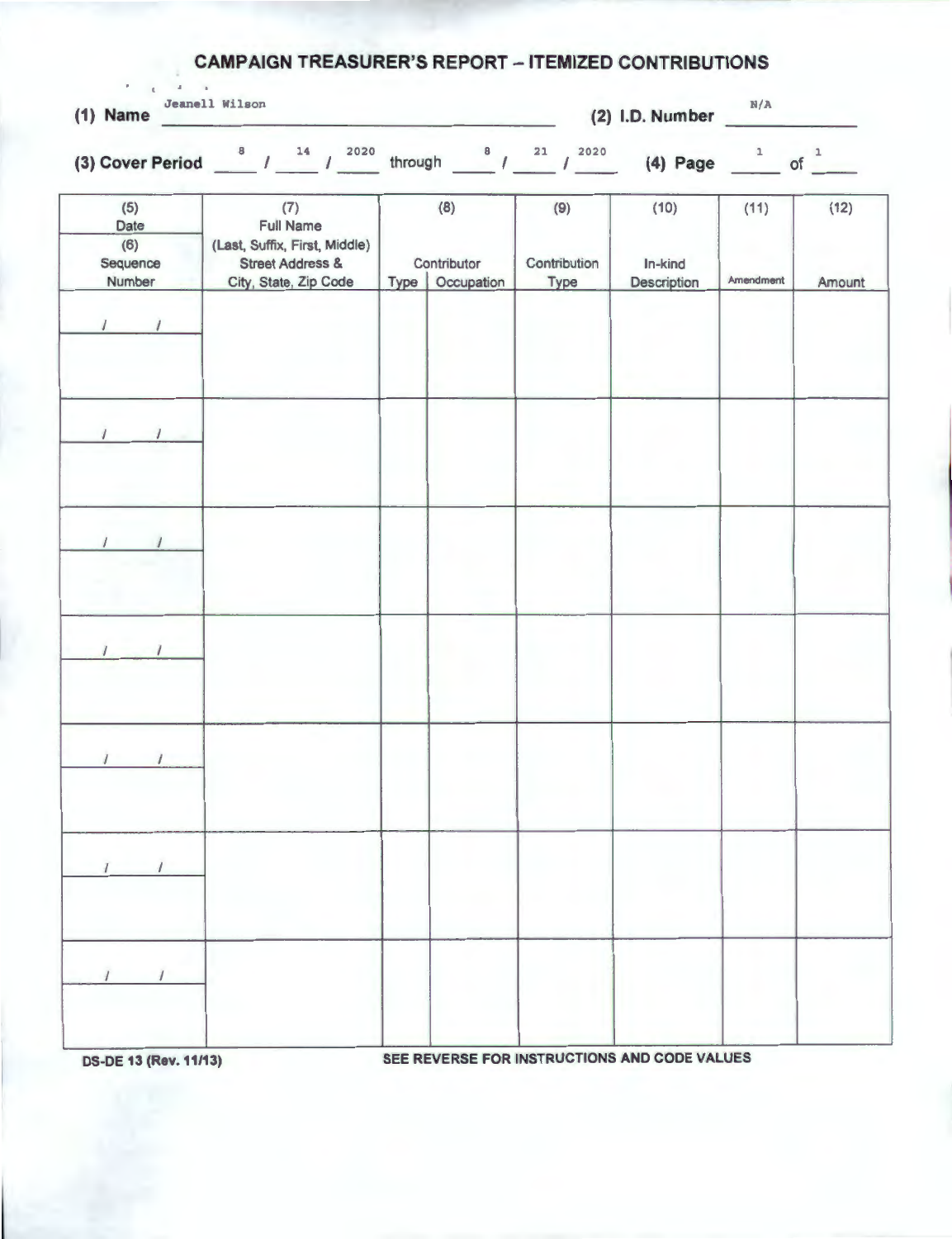# CAMPAIGN TREASURER'S REPORT – ITEMIZED CONTRIBUTIONS

**(1) Name** Jeanell Wilson **(2) I.D. Number** N/A

**(3) Cover Period** 8 / 14 / 2020 through 8 / 21 / 2020 **(4) Page** 1 of 1

| (5) Date (6) Sequence Number | (7) Full Name (Last, Suffix, First, Middle) Street Address & City, State, Zip Code | (8) Contributor Type | Occupation | (9) Contribution Type | (10) In-kind Description | (11) Amendment | (12) Amount |
|---|---|---|---|---|---|---|---|
| / / | | | | | | | |
| / / | | | | | | | |
| / / | | | | | | | |
| / / | | | | | | | |
| / / | | | | | | | |
| / / | | | | | | | |
| / / | | | | | | | |

DS-DE 13 (Rev. 11/13)

SEE REVERSE FOR INSTRUCTIONS AND CODE VALUES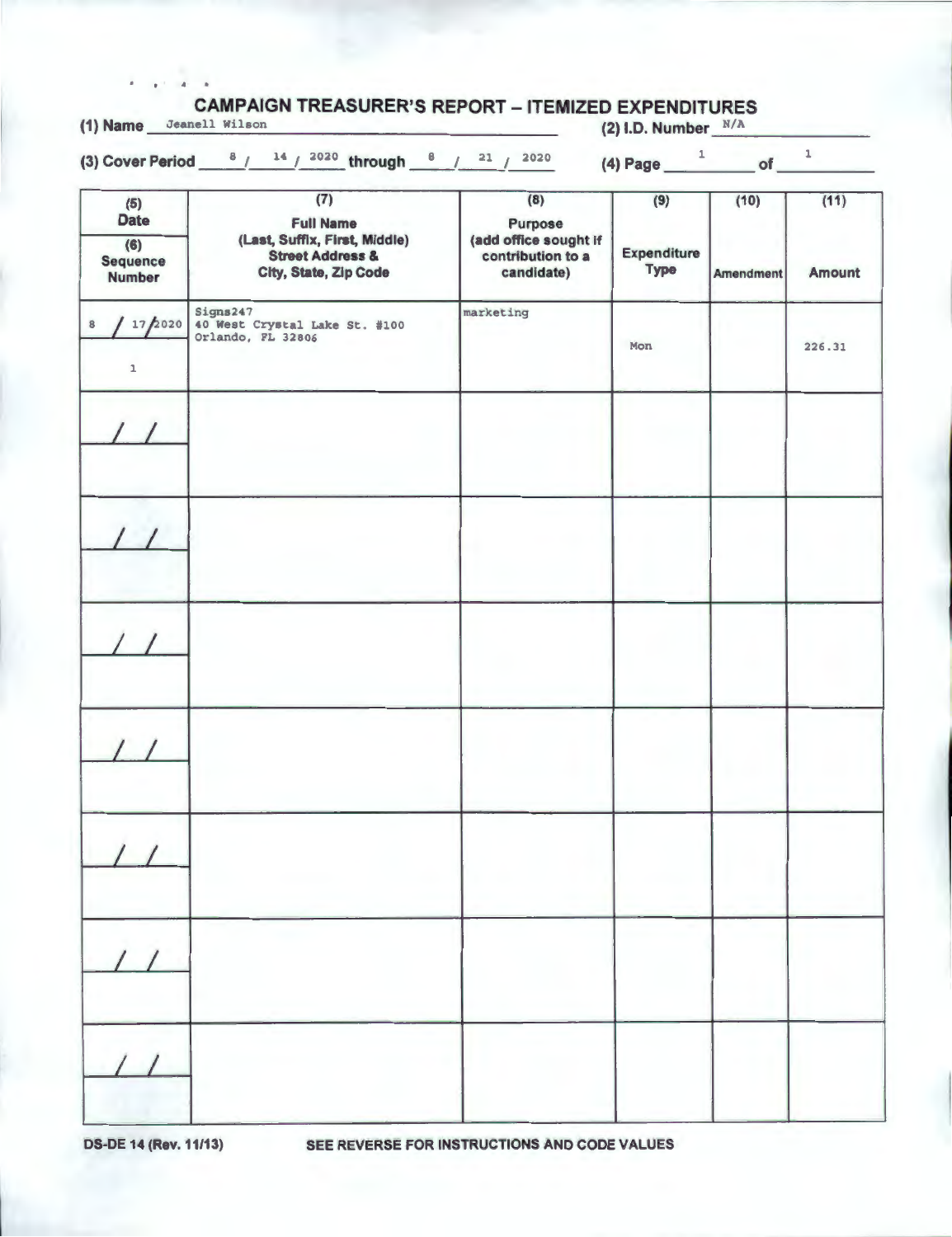# CAMPAIGN TREASURER'S REPORT – ITEMIZED EXPENDITURES

(1) Name Jeanell Wilson (2) I.D. Number N/A

(3) Cover Period 8 / 14 / 2020 through 8 / 21 / 2020 (4) Page 1 of 1

| (5) Date (6) Sequence Number | (7) Full Name (Last, Suffix, First, Middle) Street Address & City, State, Zip Code | (8) Purpose (add office sought if contribution to a candidate) | (9) Expenditure Type | (10) Amendment | (11) Amount |
|---|---|---|---|---|---|
| 8 / 17 / 2020<br>1 | Signs247<br>40 West Crystal Lake St. #100<br>Orlando, FL 32806 | marketing | Mon | | 226.31 |
| / / | | | | | |
| / / | | | | | |
| / / | | | | | |
| / / | | | | | |
| / / | | | | | |
| / / | | | | | |
| / / | | | | | |

DS-DE 14 (Rev. 11/13) SEE REVERSE FOR INSTRUCTIONS AND CODE VALUES